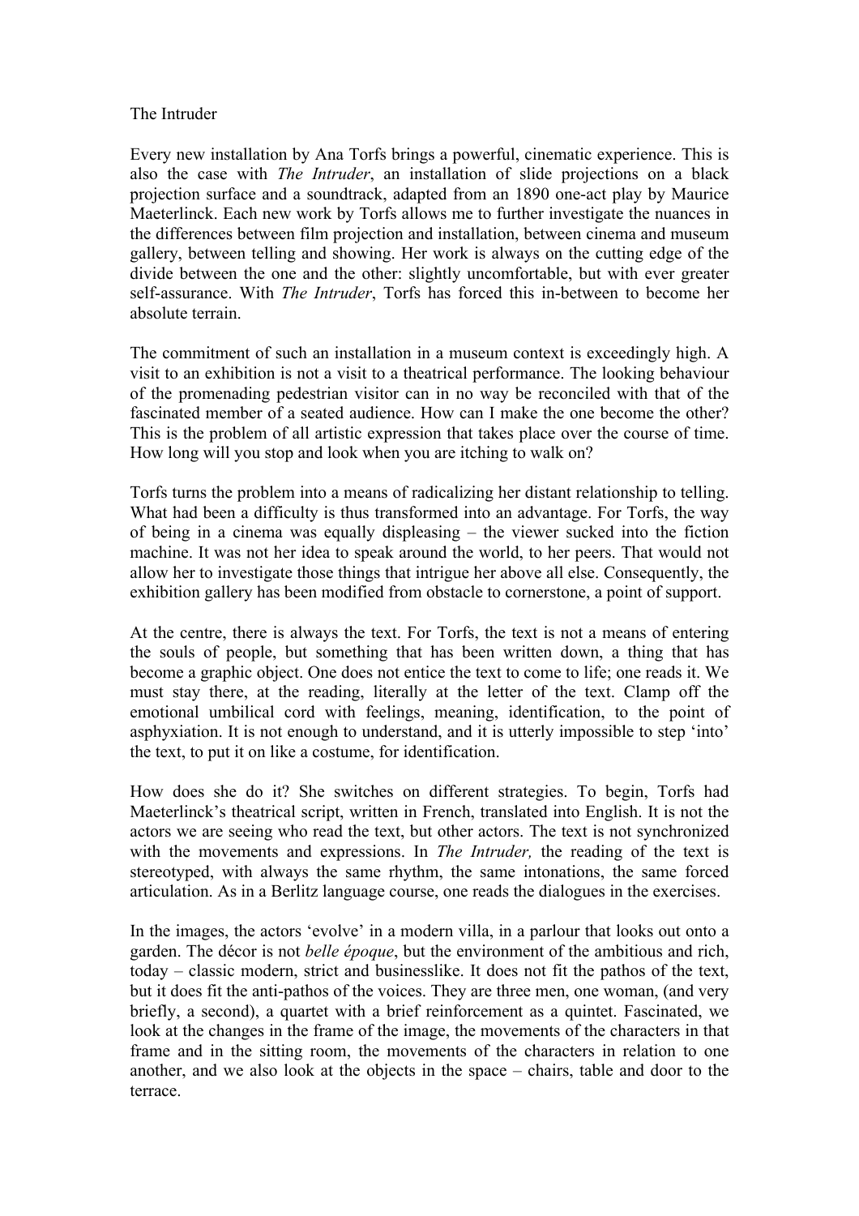# The Intruder

Every new installation by Ana Torfs brings a powerful, cinematic experience. This is also the case with *The Intruder*, an installation of slide projections on a black projection surface and a soundtrack, adapted from an 1890 one-act play by Maurice Maeterlinck. Each new work by Torfs allows me to further investigate the nuances in the differences between film projection and installation, between cinema and museum gallery, between telling and showing. Her work is always on the cutting edge of the divide between the one and the other: slightly uncomfortable, but with ever greater self-assurance. With *The Intruder*, Torfs has forced this in-between to become her absolute terrain.

The commitment of such an installation in a museum context is exceedingly high. A visit to an exhibition is not a visit to a theatrical performance. The looking behaviour of the promenading pedestrian visitor can in no way be reconciled with that of the fascinated member of a seated audience. How can I make the one become the other? This is the problem of all artistic expression that takes place over the course of time. How long will you stop and look when you are itching to walk on?

Torfs turns the problem into a means of radicalizing her distant relationship to telling. What had been a difficulty is thus transformed into an advantage. For Torfs, the way of being in a cinema was equally displeasing – the viewer sucked into the fiction machine. It was not her idea to speak around the world, to her peers. That would not allow her to investigate those things that intrigue her above all else. Consequently, the exhibition gallery has been modified from obstacle to cornerstone, a point of support.

At the centre, there is always the text. For Torfs, the text is not a means of entering the souls of people, but something that has been written down, a thing that has become a graphic object. One does not entice the text to come to life; one reads it. We must stay there, at the reading, literally at the letter of the text. Clamp off the emotional umbilical cord with feelings, meaning, identification, to the point of asphyxiation. It is not enough to understand, and it is utterly impossible to step 'into' the text, to put it on like a costume, for identification.

How does she do it? She switches on different strategies. To begin, Torfs had Maeterlinck's theatrical script, written in French, translated into English. It is not the actors we are seeing who read the text, but other actors. The text is not synchronized with the movements and expressions. In *The Intruder,* the reading of the text is stereotyped, with always the same rhythm, the same intonations, the same forced articulation. As in a Berlitz language course, one reads the dialogues in the exercises.

In the images, the actors 'evolve' in a modern villa, in a parlour that looks out onto a garden. The décor is not *belle époque*, but the environment of the ambitious and rich, today – classic modern, strict and businesslike. It does not fit the pathos of the text, but it does fit the anti-pathos of the voices. They are three men, one woman, (and very briefly, a second), a quartet with a brief reinforcement as a quintet. Fascinated, we look at the changes in the frame of the image, the movements of the characters in that frame and in the sitting room, the movements of the characters in relation to one another, and we also look at the objects in the space – chairs, table and door to the terrace.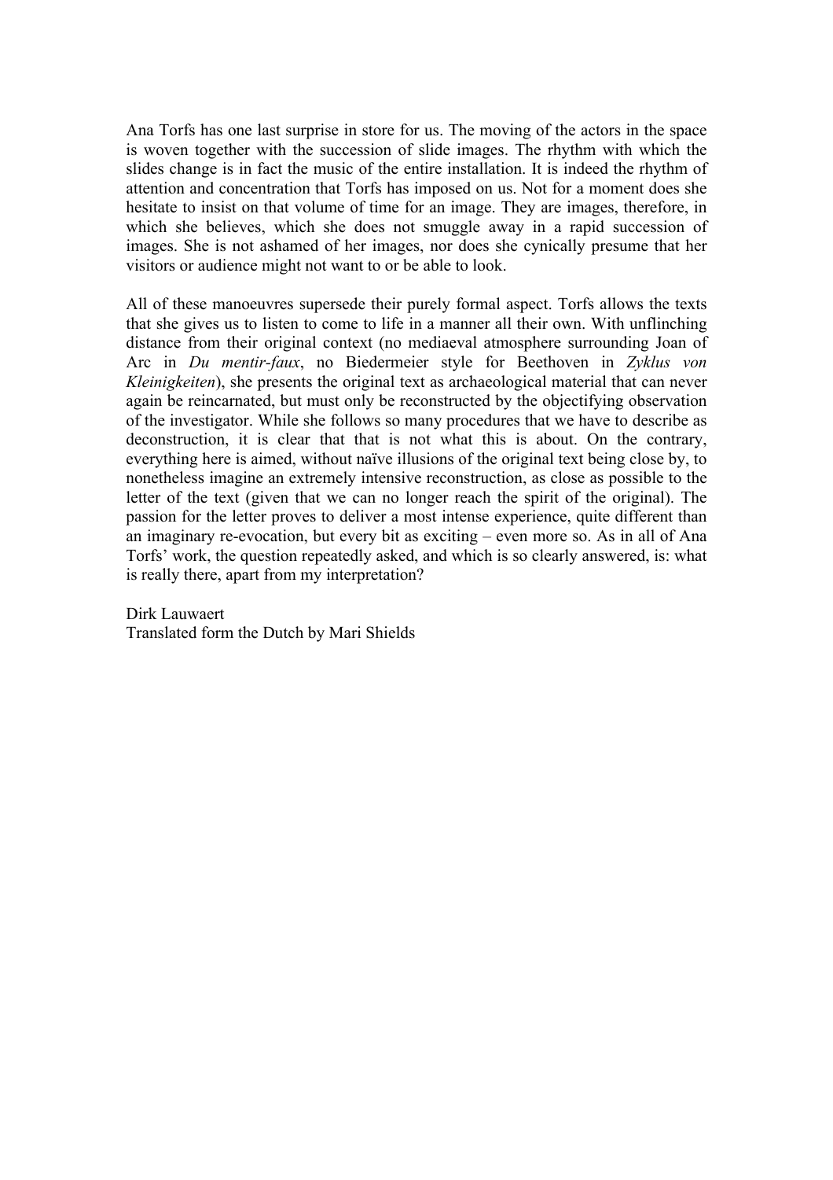Ana Torfs has one last surprise in store for us. The moving of the actors in the space is woven together with the succession of slide images. The rhythm with which the slides change is in fact the music of the entire installation. It is indeed the rhythm of attention and concentration that Torfs has imposed on us. Not for a moment does she hesitate to insist on that volume of time for an image. They are images, therefore, in which she believes, which she does not smuggle away in a rapid succession of images. She is not ashamed of her images, nor does she cynically presume that her visitors or audience might not want to or be able to look.

All of these manoeuvres supersede their purely formal aspect. Torfs allows the texts that she gives us to listen to come to life in a manner all their own. With unflinching distance from their original context (no mediaeval atmosphere surrounding Joan of Arc in *Du mentir-faux*, no Biedermeier style for Beethoven in *Zyklus von Kleinigkeiten*), she presents the original text as archaeological material that can never again be reincarnated, but must only be reconstructed by the objectifying observation of the investigator. While she follows so many procedures that we have to describe as deconstruction, it is clear that that is not what this is about. On the contrary, everything here is aimed, without naïve illusions of the original text being close by, to nonetheless imagine an extremely intensive reconstruction, as close as possible to the letter of the text (given that we can no longer reach the spirit of the original). The passion for the letter proves to deliver a most intense experience, quite different than an imaginary re-evocation, but every bit as exciting – even more so. As in all of Ana Torfs' work, the question repeatedly asked, and which is so clearly answered, is: what is really there, apart from my interpretation?

Dirk Lauwaert
Translated form the Dutch by Mari Shields